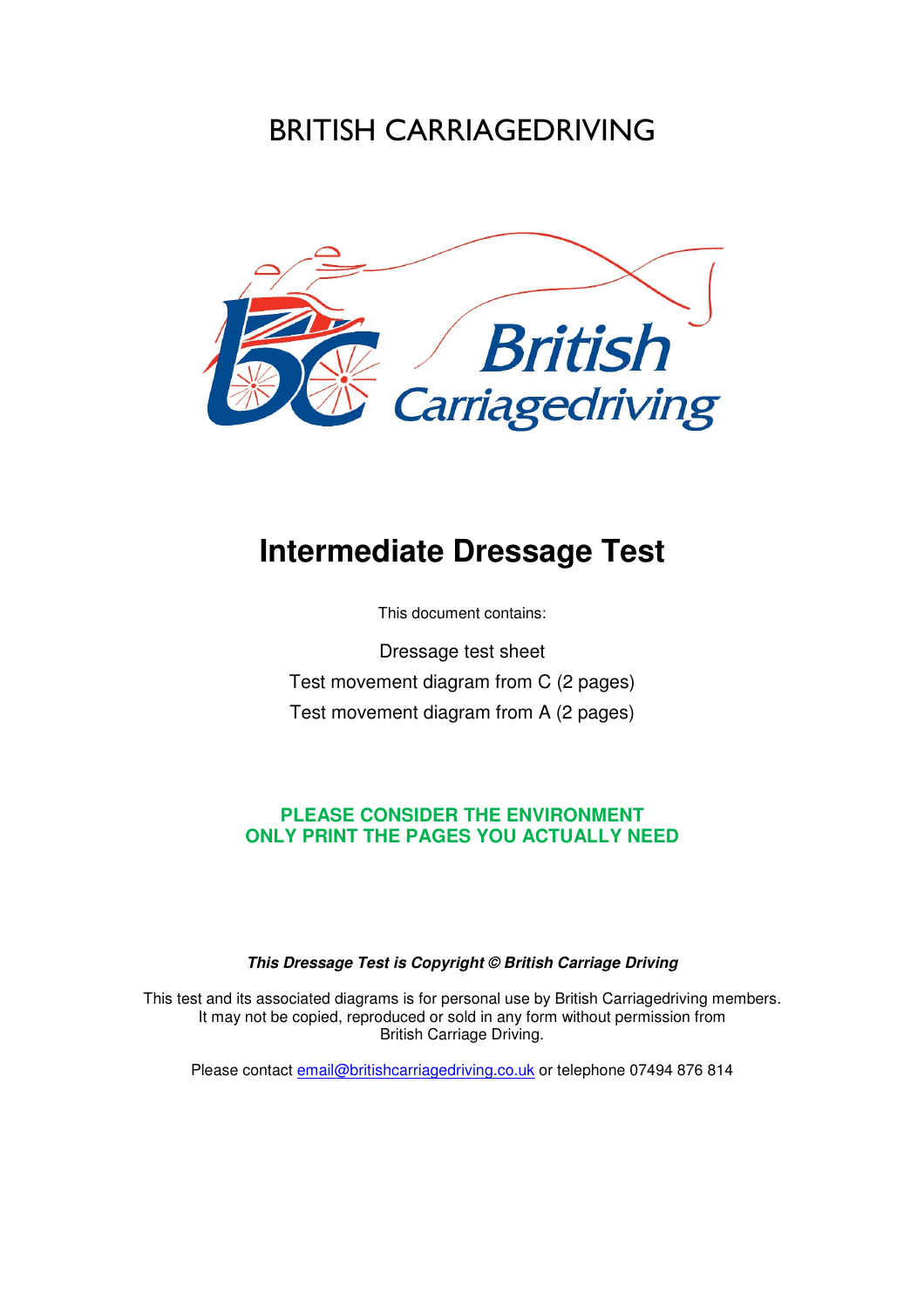# BRITISH CARRIAGEDRIVING

## Intermediate Dressage Test

This document contains:

Dressage test sheet

Test movement diagram from C (2 pages)

Test movement diagram from A (2 pages)

**PLEASE CONSIDER THE ENVIRONMENT**
**ONLY PRINT THE PAGES YOU ACTUALLY NEED**

***This Dressage Test is Copyright © British Carriage Driving***

This test and its associated diagrams is for personal use by British Carriagedriving members. It may not be copied, reproduced or sold in any form without permission from British Carriage Driving.

Please contact email@britishcarriagedriving.co.uk or telephone 07494 876 814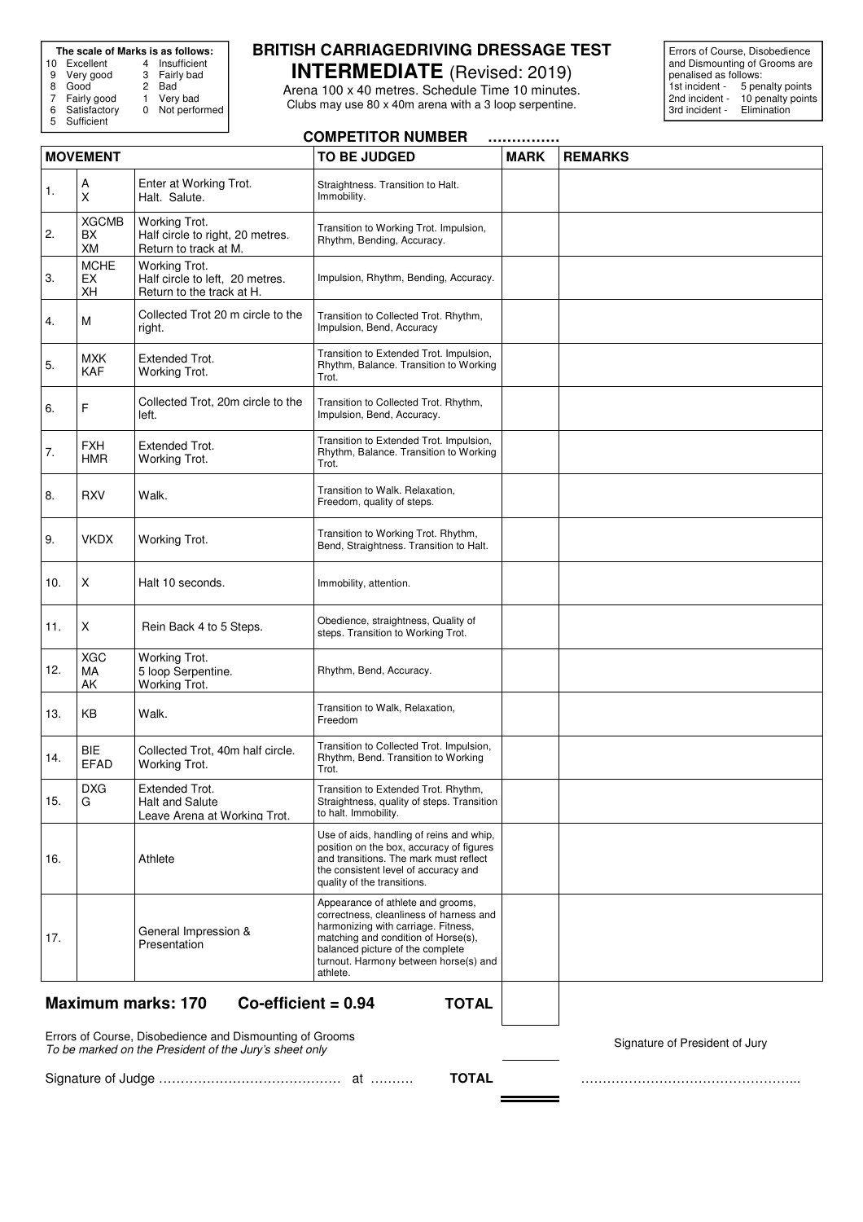**The scale of Marks is as follows:**

| | | | |
|---|---|---|---|
| 10 | Excellent | 4 | Insufficient |
| 9 | Very good | 3 | Fairly bad |
| 8 | Good | 2 | Bad |
| 7 | Fairly good | 1 | Very bad |
| 6 | Satisfactory | 0 | Not performed |
| 5 | Sufficient | | |

# BRITISH CARRIAGEDRIVING DRESSAGE TEST

## INTERMEDIATE (Revised: 2019)

Arena 100 x 40 metres. Schedule Time 10 minutes.
Clubs may use 80 x 40m arena with a 3 loop serpentine.

Errors of Course, Disobedience and Dismounting of Grooms are penalised as follows:
1st incident - 5 penalty points
2nd incident - 10 penalty points
3rd incident - Elimination

**COMPETITOR NUMBER** ……………

| MOVEMENT | | | TO BE JUDGED | MARK | REMARKS |
|---|---|---|---|---|---|
| 1. | A<br>X | Enter at Working Trot.<br>Halt. Salute. | Straightness. Transition to Halt. Immobility. | | |
| 2. | XGCMB<br>BX<br>XM | Working Trot.<br>Half circle to right, 20 metres.<br>Return to track at M. | Transition to Working Trot. Impulsion, Rhythm, Bending, Accuracy. | | |
| 3. | MCHE<br>EX<br>XH | Working Trot.<br>Half circle to left, 20 metres.<br>Return to the track at H. | Impulsion, Rhythm, Bending, Accuracy. | | |
| 4. | M | Collected Trot 20 m circle to the right. | Transition to Collected Trot. Rhythm, Impulsion, Bend, Accuracy | | |
| 5. | MXK<br>KAF | Extended Trot.<br>Working Trot. | Transition to Extended Trot. Impulsion, Rhythm, Balance. Transition to Working Trot. | | |
| 6. | F | Collected Trot, 20m circle to the left. | Transition to Collected Trot. Rhythm, Impulsion, Bend, Accuracy. | | |
| 7. | FXH<br>HMR | Extended Trot.<br>Working Trot. | Transition to Extended Trot. Impulsion, Rhythm, Balance. Transition to Working Trot. | | |
| 8. | RXV | Walk. | Transition to Walk. Relaxation, Freedom, quality of steps. | | |
| 9. | VKDX | Working Trot. | Transition to Working Trot. Rhythm, Bend, Straightness. Transition to Halt. | | |
| 10. | X | Halt 10 seconds. | Immobility, attention. | | |
| 11. | X | Rein Back 4 to 5 Steps. | Obedience, straightness, Quality of steps. Transition to Working Trot. | | |
| 12. | XGC<br>MA<br>AK | Working Trot.<br>5 loop Serpentine.<br>Working Trot. | Rhythm, Bend, Accuracy. | | |
| 13. | KB | Walk. | Transition to Walk, Relaxation, Freedom | | |
| 14. | BIE<br>EFAD | Collected Trot, 40m half circle.<br>Working Trot. | Transition to Collected Trot. Impulsion, Rhythm, Bend. Transition to Working Trot. | | |
| 15. | DXG<br>G | Extended Trot.<br>Halt and Salute<br>Leave Arena at Working Trot. | Transition to Extended Trot. Rhythm, Straightness, quality of steps. Transition to halt. Immobility. | | |
| 16. | | Athlete | Use of aids, handling of reins and whip, position on the box, accuracy of figures and transitions. The mark must reflect the consistent level of accuracy and quality of the transitions. | | |
| 17. | | General Impression & Presentation | Appearance of athlete and grooms, correctness, cleanliness of harness and harmonizing with carriage. Fitness, matching and condition of Horse(s), balanced picture of the complete turnout. Harmony between horse(s) and athlete. | | |

**Maximum marks: 170 Co-efficient = 0.94 TOTAL**

Errors of Course, Disobedience and Dismounting of Grooms
*To be marked on the President of the Jury's sheet only*

Signature of President of Jury

Signature of Judge …………………………………… at ……… **TOTAL** …………………………………………...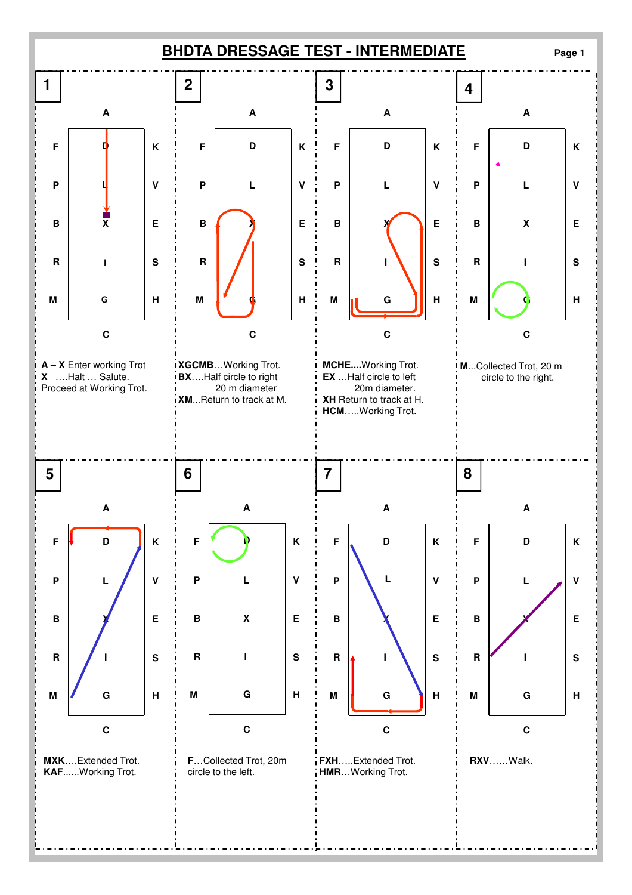# BHDTA DRESSAGE TEST - INTERMEDIATE

**1**

**A – X** Enter working Trot
**X** ....Halt ... Salute.
Proceed at Working Trot.

**2**

**XGCMB**...Working Trot.
**BX**....Half circle to right 20 m diameter
**XM**...Return to track at M.

**3**

**MCHE....**Working Trot.
**EX** ...Half circle to left 20m diameter.
**XH** Return to track at H.
**HCM**.....Working Trot.

**4**

**M**...Collected Trot, 20 m circle to the right.

**5**

**MXK**....Extended Trot.
**KAF**......Working Trot.

**6**

**F**...Collected Trot, 20m circle to the left.

**7**

**FXH**.....Extended Trot.
**HMR**...Working Trot.

**8**

**RXV**......Walk.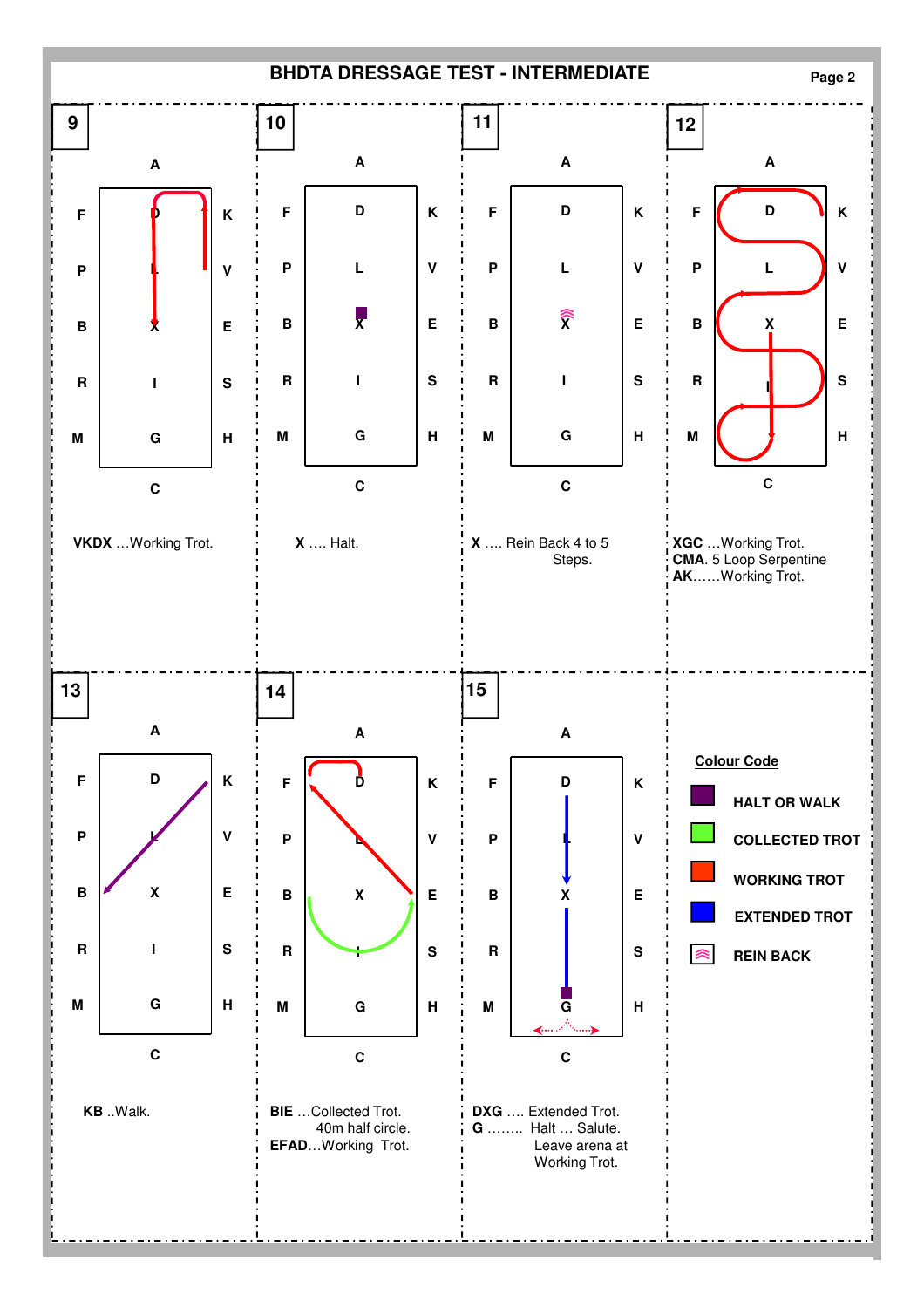# BHDTA DRESSAGE TEST - INTERMEDIATE

**9**

**VKDX** …Working Trot.

**10**

**X** …. Halt.

**11**

**X** …. Rein Back 4 to 5 Steps.

**12**

**XGC** …Working Trot.
**CMA**. 5 Loop Serpentine
**AK**……Working Trot.

**13**

**KB** ..Walk.

**14**

**BIE** …Collected Trot. 40m half circle.
**EFAD**…Working Trot.

**15**

**DXG** …. Extended Trot.
**G** …….. Halt … Salute. Leave arena at Working Trot.

**Colour Code**

- HALT OR WALK
- COLLECTED TROT
- WORKING TROT
- EXTENDED TROT
- REIN BACK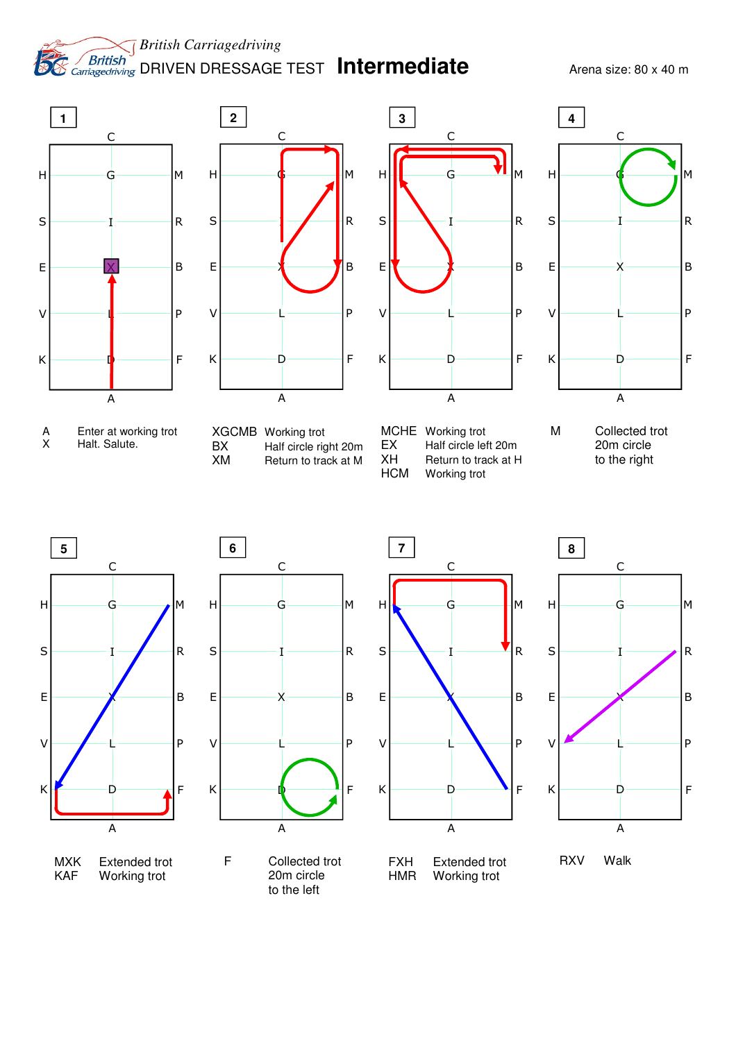British Carriagedriving

# DRIVEN DRESSAGE TEST **Intermediate**

Arena size: 80 x 40 m

**1**

| | |
|---|---|
| A | Enter at working trot |
| X | Halt. Salute. |

**2**

| | |
|---|---|
| XGCMB | Working trot |
| BX | Half circle right 20m |
| XM | Return to track at M |

**3**

| | |
|---|---|
| MCHE | Working trot |
| EX | Half circle left 20m |
| XH | Return to track at H |
| HCM | Working trot |

**4**

| | |
|---|---|
| M | Collected trot 20m circle to the right |

**5**

| | |
|---|---|
| MXK | Extended trot |
| KAF | Working trot |

**6**

| | |
|---|---|
| F | Collected trot 20m circle to the left |

**7**

| | |
|---|---|
| FXH | Extended trot |
| HMR | Working trot |

**8**

| | |
|---|---|
| RXV | Walk |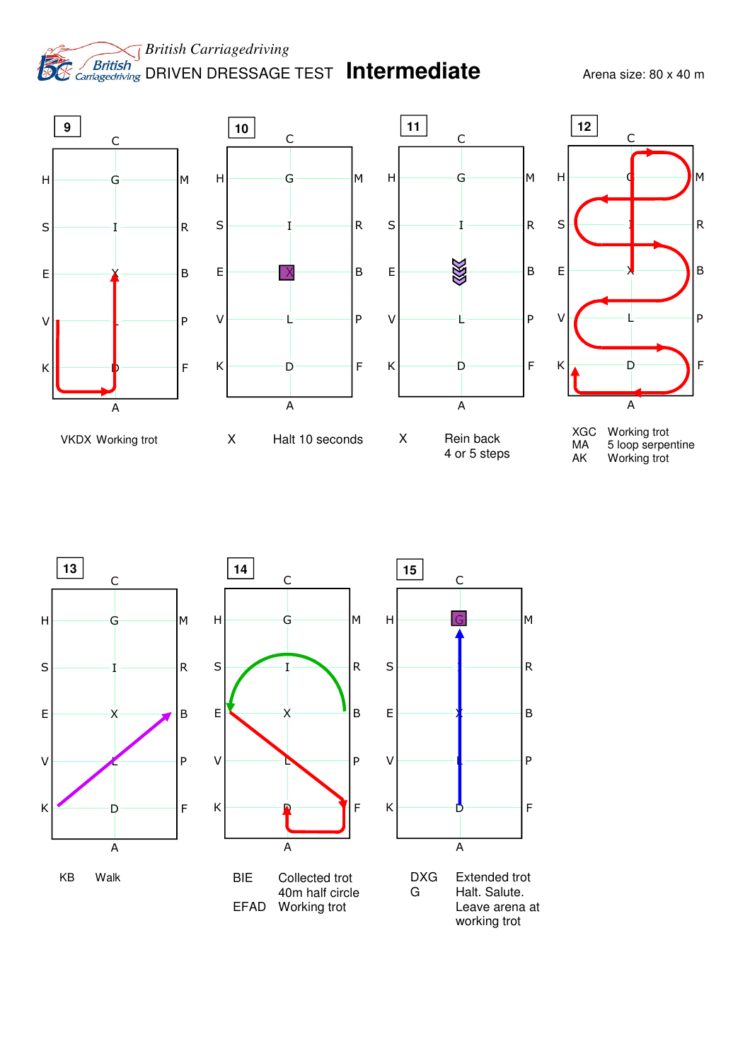British Carriagedriving

# DRIVEN DRESSAGE TEST **Intermediate**

Arena size: 80 x 40 m

**9**

VKDX Working trot

**10**

X Halt 10 seconds

**11**

X Rein back
4 or 5 steps

**12**

XGC Working trot
MA 5 loop serpentine
AK Working trot

**13**

KB Walk

**14**

BIE Collected trot
40m half circle
EFAD Working trot

**15**

DXG Extended trot
G Halt. Salute.
Leave arena at working trot